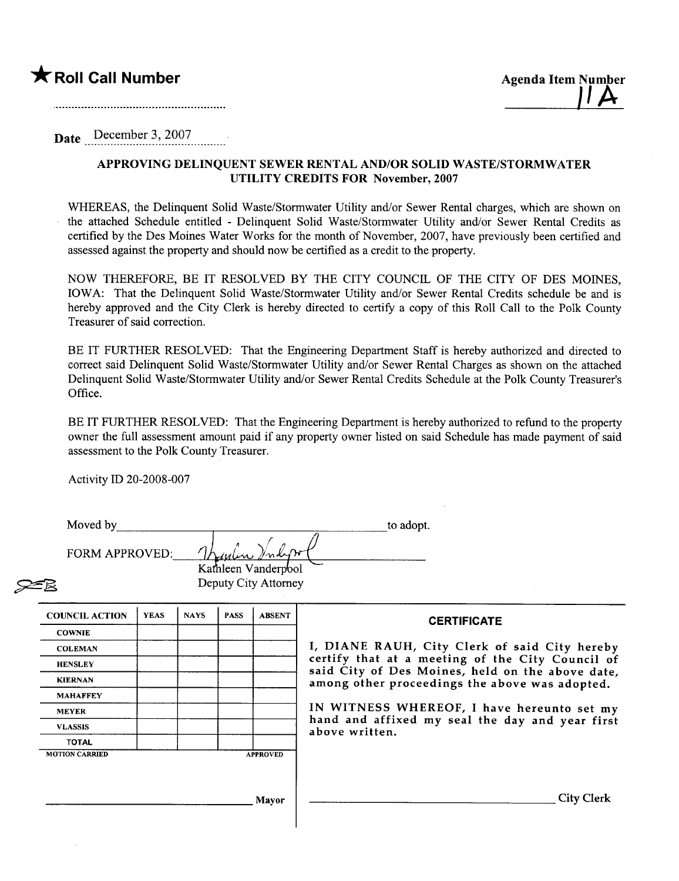★ **Roll Call Number**

Agenda Item Number
11A

Date December 3, 2007

**APPROVING DELINQUENT SEWER RENTAL AND/OR SOLID WASTE/STORMWATER UTILITY CREDITS FOR November, 2007**

WHEREAS, the Delinquent Solid Waste/Stormwater Utility and/or Sewer Rental charges, which are shown on the attached Schedule entitled - Delinquent Solid Waste/Stormwater Utility and/or Sewer Rental Credits as certified by the Des Moines Water Works for the month of November, 2007, have previously been certified and assessed against the property and should now be certified as a credit to the property.

NOW THEREFORE, BE IT RESOLVED BY THE CITY COUNCIL OF THE CITY OF DES MOINES, IOWA: That the Delinquent Solid Waste/Stormwater Utility and/or Sewer Rental Credits schedule be and is hereby approved and the City Clerk is hereby directed to certify a copy of this Roll Call to the Polk County Treasurer of said correction.

BE IT FURTHER RESOLVED: That the Engineering Department Staff is hereby authorized and directed to correct said Delinquent Solid Waste/Stormwater Utility and/or Sewer Rental Charges as shown on the attached Delinquent Solid Waste/Stormwater Utility and/or Sewer Rental Credits Schedule at the Polk County Treasurer's Office.

BE IT FURTHER RESOLVED: That the Engineering Department is hereby authorized to refund to the property owner the full assessment amount paid if any property owner listed on said Schedule has made payment of said assessment to the Polk County Treasurer.

Activity ID 20-2008-007

Moved by \_\_\_\_\_\_\_\_\_\_\_\_\_\_\_\_\_\_\_\_\_\_\_\_\_\_\_\_ to adopt.

FORM APPROVED: Kathleen Vanderpool
Kathleen Vanderpool
Deputy City Attorney

| COUNCIL ACTION | YEAS | NAYS | PASS | ABSENT |
|---|---|---|---|---|
| COWNIE | | | | |
| COLEMAN | | | | |
| HENSLEY | | | | |
| KIERNAN | | | | |
| MAHAFFEY | | | | |
| MEYER | | | | |
| VLASSIS | | | | |
| TOTAL | | | | |
| MOTION CARRIED | | | | APPROVED |

\_\_\_\_\_\_\_\_\_\_\_\_\_\_\_\_\_\_\_\_\_\_\_\_ Mayor

**CERTIFICATE**

I, DIANE RAUH, City Clerk of said City hereby certify that at a meeting of the City Council of said City of Des Moines, held on the above date, among other proceedings the above was adopted.

IN WITNESS WHEREOF, I have hereunto set my hand and affixed my seal the day and year first above written.

\_\_\_\_\_\_\_\_\_\_\_\_\_\_\_\_\_\_\_\_\_\_\_\_ City Clerk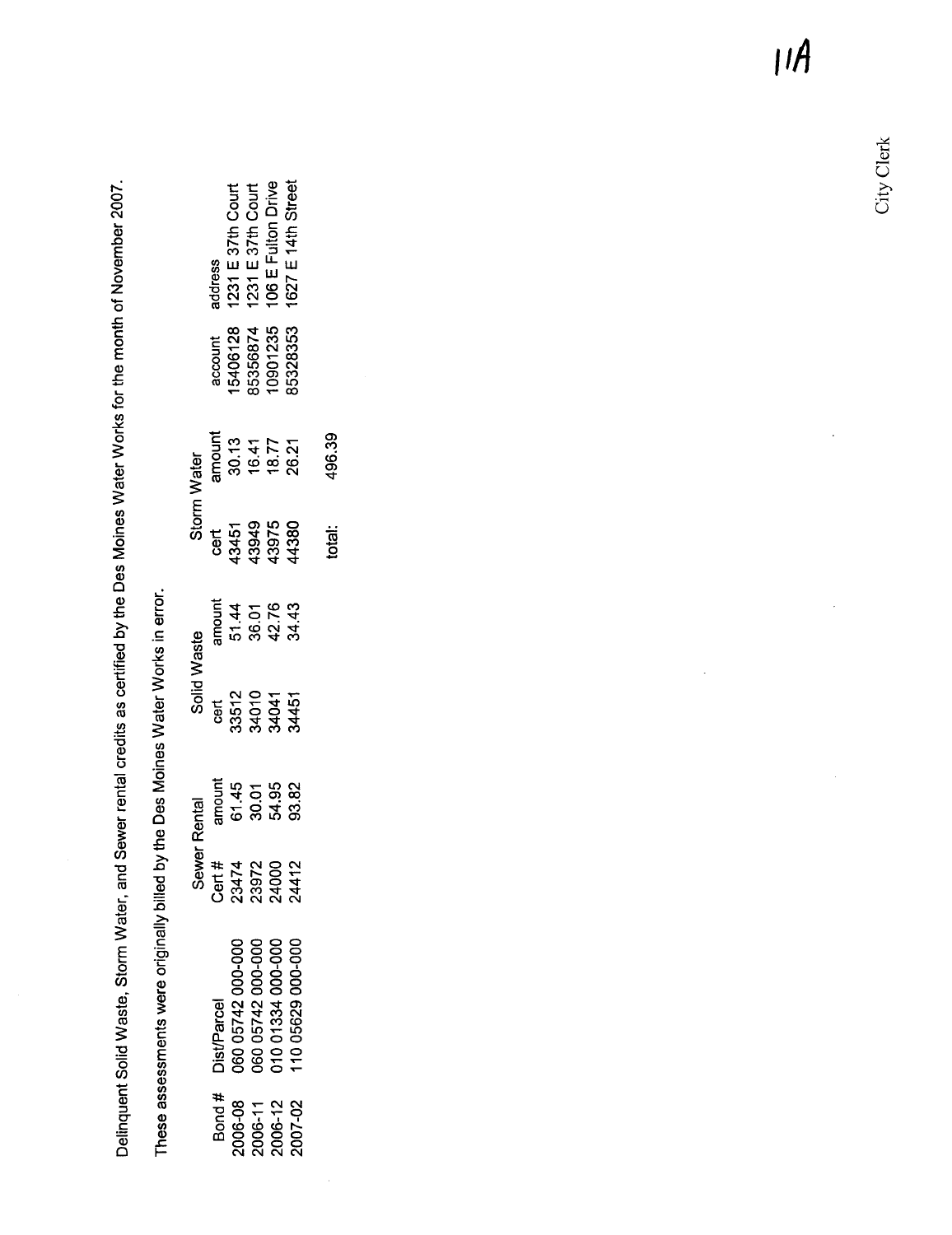Delinquent Solid Waste, Storm Water, and Sewer rental credits as certified by the Des Moines Water Works for the month of November 2007.

These assessments were originally billed by the Des Moines Water Works in error.

| | | Sewer Rental | | Solid Waste | | Storm Water | | | |
|---|---|---|---|---|---|---|---|---|---|
| Bond # | Dist/Parcel | Cert # | amount | cert | amount | cert | amount | account | address |
| 2006-08 | 060 05742 000-000 | 23474 | 61.45 | 33512 | 51.44 | 43451 | 30.13 | 15406128 | 1231 E 37th Court |
| 2006-11 | 060 05742 000-000 | 23972 | 30.01 | 34010 | 36.01 | 43949 | 16.41 | 85356874 | 1231 E 37th Court |
| 2006-12 | 010 01334 000-000 | 24000 | 54.95 | 34041 | 42.76 | 43975 | 18.77 | 10901235 | 106 E Fulton Drive |
| 2007-02 | 110 05629 000-000 | 24412 | 93.82 | 34451 | 34.43 | 44380 | 26.21 | 85328353 | 1627 E 14th Street |
| | | | | | | total: | 496.39 | | |

11A

City Clerk